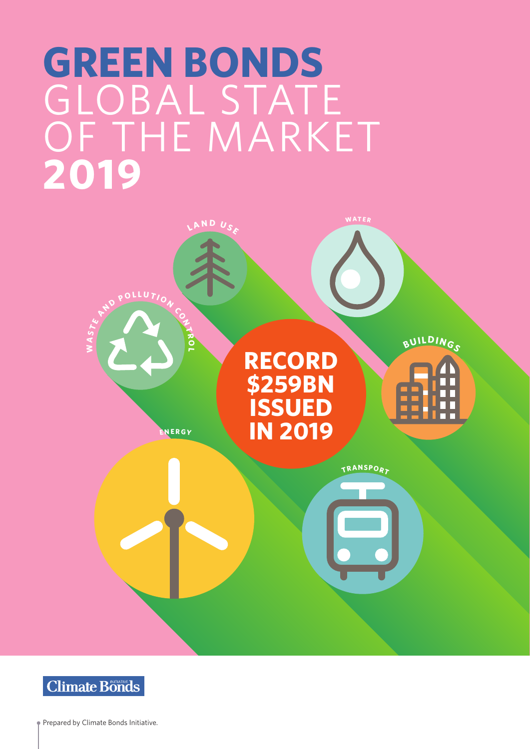# GREEN BONDS GLOBAL STATE OF THE MARKET 2019

LAND USE

WATER

WASTE AND POLLUTION CONTROL

BUILDINGS

**RECORD $259BN ISSUED IN 2019**

ENERGY

TRANSPORT

Climate Bonds Initiative

Prepared by Climate Bonds Initiative.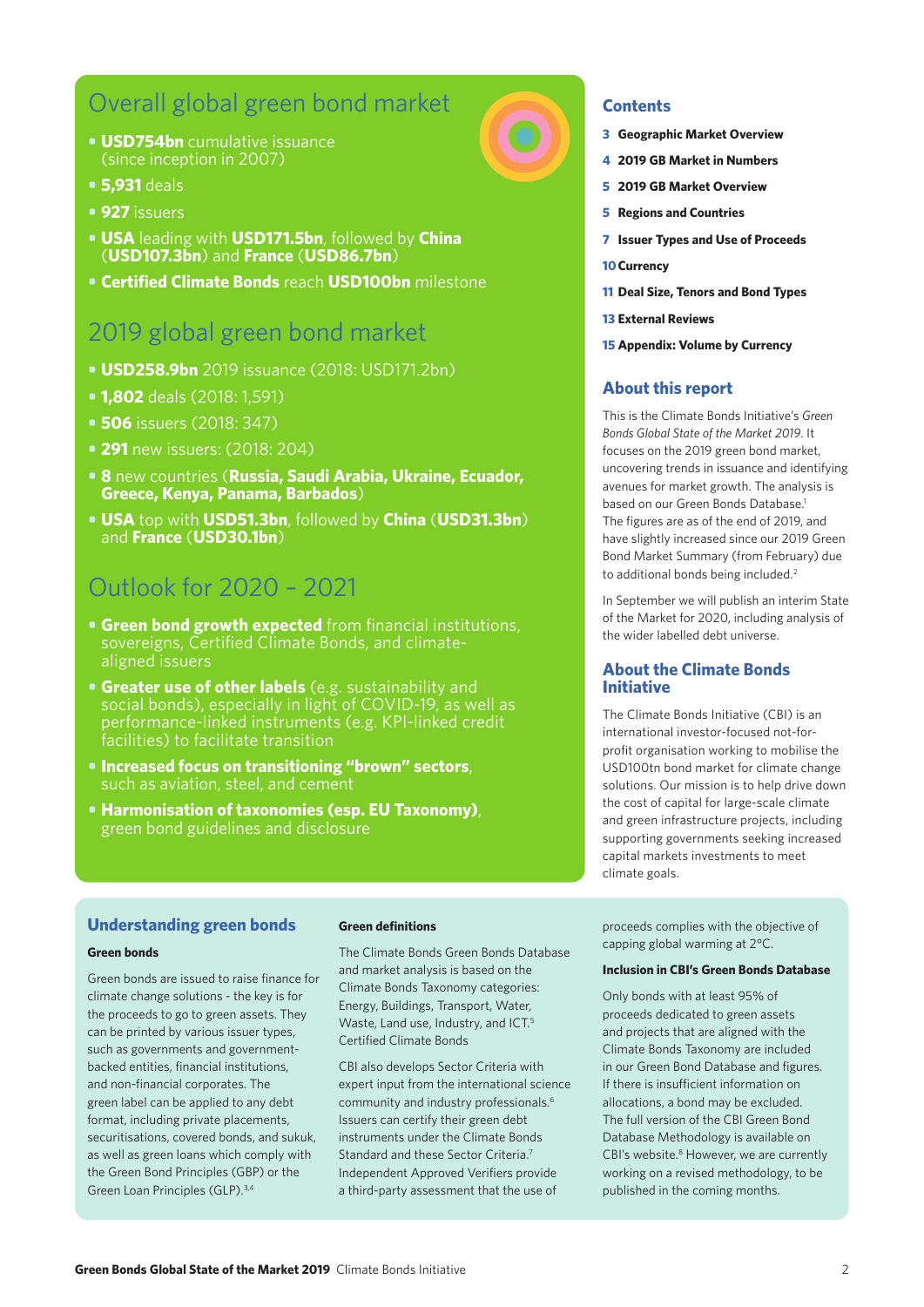## Overall global green bond market

- **USD754bn** cumulative issuance (since inception in 2007)
- **5,931** deals
- **927** issuers
- **USA** leading with **USD171.5bn**, followed by **China** (**USD107.3bn**) and **France** (**USD86.7bn**)
- **Certified Climate Bonds** reach **USD100bn** milestone

## 2019 global green bond market

- **USD258.9bn** 2019 issuance (2018: USD171.2bn)
- **1,802** deals (2018: 1,591)
- **506** issuers (2018: 347)
- **291** new issuers: (2018: 204)
- **8** new countries (**Russia, Saudi Arabia, Ukraine, Ecuador, Greece, Kenya, Panama, Barbados**)
- **USA** top with **USD51.3bn**, followed by **China** (**USD31.3bn**) and **France** (**USD30.1bn**)

## Outlook for 2020 – 2021

- **Green bond growth expected** from financial institutions, sovereigns, Certified Climate Bonds, and climate-aligned issuers
- **Greater use of other labels** (e.g. sustainability and social bonds), especially in light of COVID-19, as well as performance-linked instruments (e.g. KPI-linked credit facilities) to facilitate transition
- **Increased focus on transitioning "brown" sectors**, such as aviation, steel, and cement
- **Harmonisation of taxonomies (esp. EU Taxonomy)**, green bond guidelines and disclosure

## Contents

- 3 Geographic Market Overview
- 4 2019 GB Market in Numbers
- 5 2019 GB Market Overview
- 5 Regions and Countries
- 7 Issuer Types and Use of Proceeds
- 10 Currency
- 11 Deal Size, Tenors and Bond Types
- 13 External Reviews
- 15 Appendix: Volume by Currency

## About this report

This is the Climate Bonds Initiative's *Green Bonds Global State of the Market 2019*. It focuses on the 2019 green bond market, uncovering trends in issuance and identifying avenues for market growth. The analysis is based on our Green Bonds Database.[1] The figures are as of the end of 2019, and have slightly increased since our 2019 Green Bond Market Summary (from February) due to additional bonds being included.[2]

In September we will publish an interim State of the Market for 2020, including analysis of the wider labelled debt universe.

## About the Climate Bonds Initiative

The Climate Bonds Initiative (CBI) is an international investor-focused not-for-profit organisation working to mobilise the USD100tn bond market for climate change solutions. Our mission is to help drive down the cost of capital for large-scale climate and green infrastructure projects, including supporting governments seeking increased capital markets investments to meet climate goals.

## Understanding green bonds

### Green bonds

Green bonds are issued to raise finance for climate change solutions - the key is for the proceeds to go to green assets. They can be printed by various issuer types, such as governments and government-backed entities, financial institutions, and non-financial corporates. The green label can be applied to any debt format, including private placements, securitisations, covered bonds, and sukuk, as well as green loans which comply with the Green Bond Principles (GBP) or the Green Loan Principles (GLP).[3,4]

### Green definitions

The Climate Bonds Green Bonds Database and market analysis is based on the Climate Bonds Taxonomy categories: Energy, Buildings, Transport, Water, Waste, Land use, Industry, and ICT.[5]

### Certified Climate Bonds

CBI also develops Sector Criteria with expert input from the international science community and industry professionals.[6] Issuers can certify their green debt instruments under the Climate Bonds Standard and these Sector Criteria.[7] Independent Approved Verifiers provide a third-party assessment that the use of proceeds complies with the objective of capping global warming at 2°C.

### Inclusion in CBI's Green Bonds Database

Only bonds with at least 95% of proceeds dedicated to green assets and projects that are aligned with the Climate Bonds Taxonomy are included in our Green Bond Database and figures. If there is insufficient information on allocations, a bond may be excluded. The full version of the CBI Green Bond Database Methodology is available on CBI's website.[8] However, we are currently working on a revised methodology, to be published in the coming months.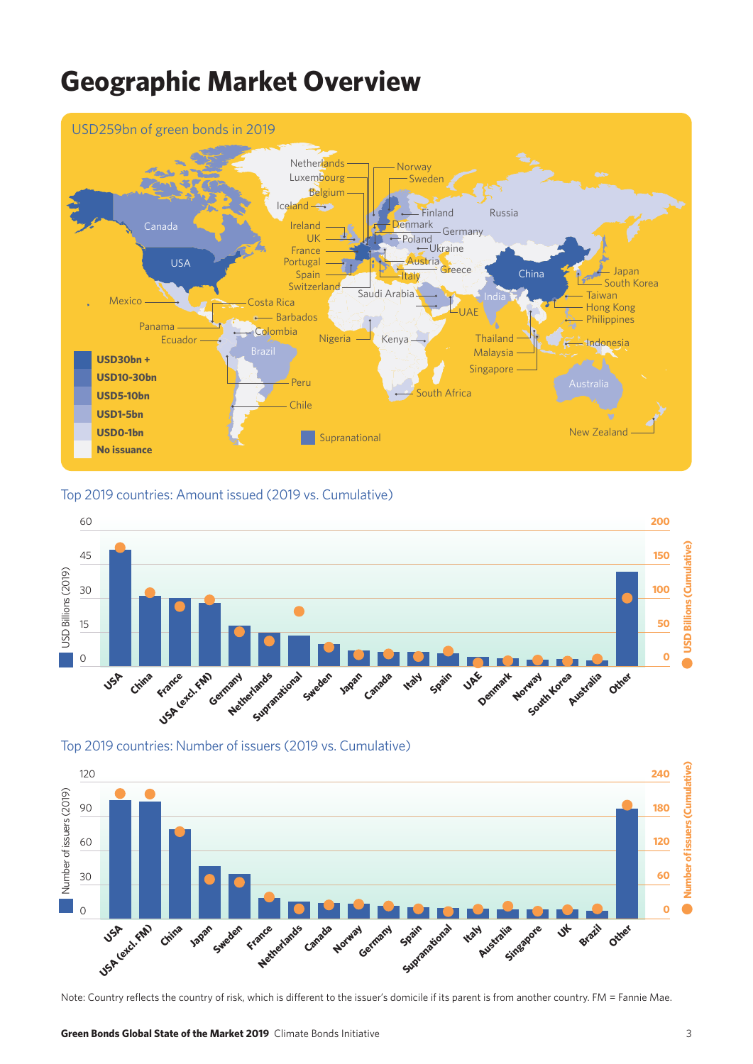# Geographic Market Overview

USD259bn of green bonds in 2019

Netherlands, Luxembourg, Belgium, Iceland, Ireland, UK, France, Portugal, Spain, Switzerland, Norway, Sweden, Finland, Denmark, Germany, Poland, Ukraine, Austria, Italy, Greece, Russia, Canada, USA, Mexico, Costa Rica, Barbados, Panama, Colombia, Ecuador, Brazil, Peru, Chile, Saudi Arabia, UAE, Nigeria, Kenya, South Africa, India, China, Japan, South Korea, Taiwan, Hong Kong, Philippines, Thailand, Malaysia, Singapore, Indonesia, Australia, New Zealand

- USD30bn +
- USD10-30bn
- USD5-10bn
- USD1-5bn
- USD0-1bn
- No issuance
- Supranational

Top 2019 countries: Amount issued (2019 vs. Cumulative)

USD Billions (2019): 0, 15, 30, 45, 60
USD Billions (Cumulative): 0, 50, 100, 150, 200

USA, China, France, USA (excl. FM), Germany, Netherlands, Supranational, Sweden, Japan, Canada, Italy, Spain, UAE, Denmark, Norway, South Korea, Australia, Other

Top 2019 countries: Number of issuers (2019 vs. Cumulative)

Number of issuers (2019): 0, 30, 60, 90, 120
Number of issuers (Cumulative): 0, 60, 120, 180, 240

USA, USA (excl. FM), China, Japan, Sweden, France, Netherlands, Canada, Norway, Germany, Spain, Supranational, Italy, Australia, Singapore, UK, Brazil, Other

Note: Country reflects the country of risk, which is different to the issuer's domicile if its parent is from another country. FM = Fannie Mae.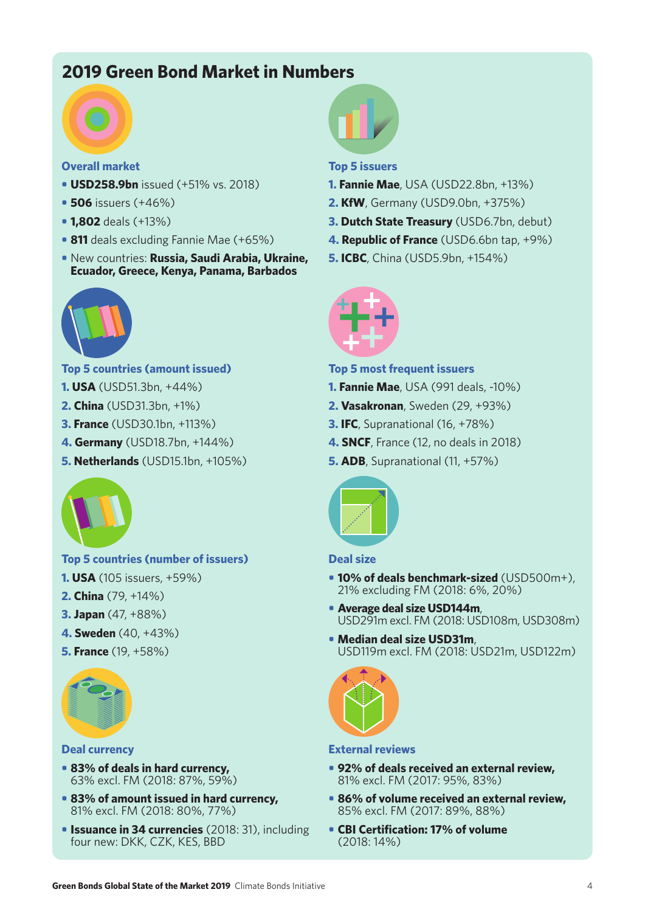# 2019 Green Bond Market in Numbers

### Overall market

- **USD258.9bn** issued (+51% vs. 2018)
- **506** issuers (+46%)
- **1,802** deals (+13%)
- **811** deals excluding Fannie Mae (+65%)
- New countries: **Russia, Saudi Arabia, Ukraine, Ecuador, Greece, Kenya, Panama, Barbados**

### Top 5 issuers

1. **Fannie Mae**, USA (USD22.8bn, +13%)
2. **KfW**, Germany (USD9.0bn, +375%)
3. **Dutch State Treasury** (USD6.7bn, debut)
4. **Republic of France** (USD6.6bn tap, +9%)
5. **ICBC**, China (USD5.9bn, +154%)

### Top 5 countries (amount issued)

1. **USA** (USD51.3bn, +44%)
2. **China** (USD31.3bn, +1%)
3. **France** (USD30.1bn, +113%)
4. **Germany** (USD18.7bn, +144%)
5. **Netherlands** (USD15.1bn, +105%)

### Top 5 most frequent issuers

1. **Fannie Mae**, USA (991 deals, -10%)
2. **Vasakronan**, Sweden (29, +93%)
3. **IFC**, Supranational (16, +78%)
4. **SNCF**, France (12, no deals in 2018)
5. **ADB**, Supranational (11, +57%)

### Top 5 countries (number of issuers)

1. **USA** (105 issuers, +59%)
2. **China** (79, +14%)
3. **Japan** (47, +88%)
4. **Sweden** (40, +43%)
5. **France** (19, +58%)

### Deal size

- **10% of deals benchmark-sized** (USD500m+), 21% excluding FM (2018: 6%, 20%)
- **Average deal size USD144m**, USD291m excl. FM (2018: USD108m, USD308m)
- **Median deal size USD31m**, USD119m excl. FM (2018: USD21m, USD122m)

### Deal currency

- **83% of deals in hard currency,** 63% excl. FM (2018: 87%, 59%)
- **83% of amount issued in hard currency,** 81% excl. FM (2018: 80%, 77%)
- **Issuance in 34 currencies** (2018: 31), including four new: DKK, CZK, KES, BBD

### External reviews

- **92% of deals received an external review,** 81% excl. FM (2017: 95%, 83%)
- **86% of volume received an external review,** 85% excl. FM (2017: 89%, 88%)
- **CBI Certification: 17% of volume** (2018: 14%)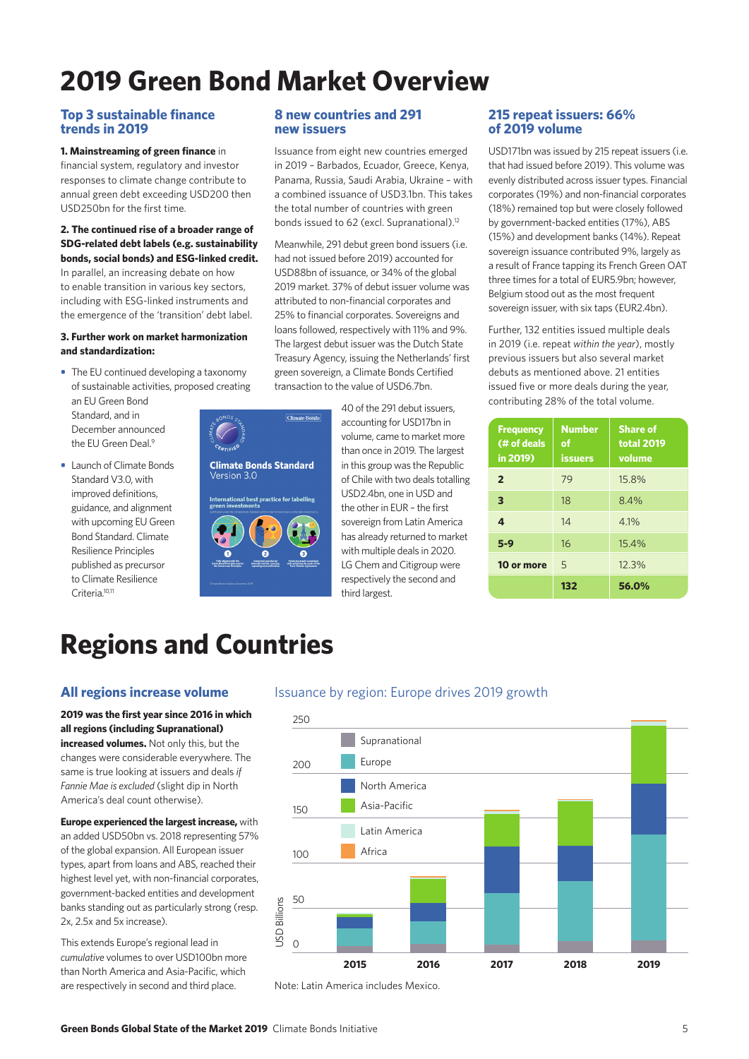# 2019 Green Bond Market Overview

## Top 3 sustainable finance trends in 2019

**1. Mainstreaming of green finance** in financial system, regulatory and investor responses to climate change contribute to annual green debt exceeding USD200 then USD250bn for the first time.

**2. The continued rise of a broader range of SDG-related debt labels (e.g. sustainability bonds, social bonds) and ESG-linked credit.** In parallel, an increasing debate on how to enable transition in various key sectors, including with ESG-linked instruments and the emergence of the 'transition' debt label.

**3. Further work on market harmonization and standardization:**

- The EU continued developing a taxonomy of sustainable activities, proposed creating an EU Green Bond Standard, and in December announced the EU Green Deal.[9]
- Launch of Climate Bonds Standard V3.0, with improved definitions, guidance, and alignment with upcoming EU Green Bond Standard. Climate Resilience Principles published as precursor to Climate Resilience Criteria.[10,11]

## 8 new countries and 291 new issuers

Issuance from eight new countries emerged in 2019 – Barbados, Ecuador, Greece, Kenya, Panama, Russia, Saudi Arabia, Ukraine – with a combined issuance of USD3.1bn. This takes the total number of countries with green bonds issued to 62 (excl. Supranational).[12]

Meanwhile, 291 debut green bond issuers (i.e. had not issued before 2019) accounted for USD88bn of issuance, or 34% of the global 2019 market. 37% of debut issuer volume was attributed to non-financial corporates and 25% to financial corporates. Sovereigns and loans followed, respectively with 11% and 9%. The largest debut issuer was the Dutch State Treasury Agency, issuing the Netherlands' first green sovereign, a Climate Bonds Certified transaction to the value of USD6.7bn.

40 of the 291 debut issuers, accounting for USD17bn in volume, came to market more than once in 2019. The largest in this group was the Republic of Chile with two deals totalling USD2.4bn, one in USD and the other in EUR – the first sovereign from Latin America has already returned to market with multiple deals in 2020. LG Chem and Citigroup were respectively the second and third largest.

## 215 repeat issuers: 66% of 2019 volume

USD171bn was issued by 215 repeat issuers (i.e. that had issued before 2019). This volume was evenly distributed across issuer types. Financial corporates (19%) and non-financial corporates (18%) remained top but were closely followed by government-backed entities (17%), ABS (15%) and development banks (14%). Repeat sovereign issuance contributed 9%, largely as a result of France tapping its French Green OAT three times for a total of EUR5.9bn; however, Belgium stood out as the most frequent sovereign issuer, with six taps (EUR2.4bn).

Further, 132 entities issued multiple deals in 2019 (i.e. repeat *within the year*), mostly previous issuers but also several market debuts as mentioned above. 21 entities issued five or more deals during the year, contributing 28% of the total volume.

| Frequency (# of deals in 2019) | Number of issuers | Share of total 2019 volume |
|---|---|---|
| 2 | 79 | 15.8% |
| 3 | 18 | 8.4% |
| 4 | 14 | 4.1% |
| 5-9 | 16 | 15.4% |
| 10 or more | 5 | 12.3% |
| | **132** | **56.0%** |

# Regions and Countries

## All regions increase volume

**2019 was the first year since 2016 in which all regions (including Supranational) increased volumes.** Not only this, but the changes were considerable everywhere. The same is true looking at issuers and deals *if Fannie Mae is excluded* (slight dip in North America's deal count otherwise).

**Europe experienced the largest increase,** with an added USD50bn vs. 2018 representing 57% of the global expansion. All European issuer types, apart from loans and ABS, reached their highest level yet, with non-financial corporates, government-backed entities and development banks standing out as particularly strong (resp. 2x, 2.5x and 5x increase).

This extends Europe's regional lead in *cumulative* volumes to over USD100bn more than North America and Asia-Pacific, which are respectively in second and third place.

### Issuance by region: Europe drives 2019 growth

Note: Latin America includes Mexico.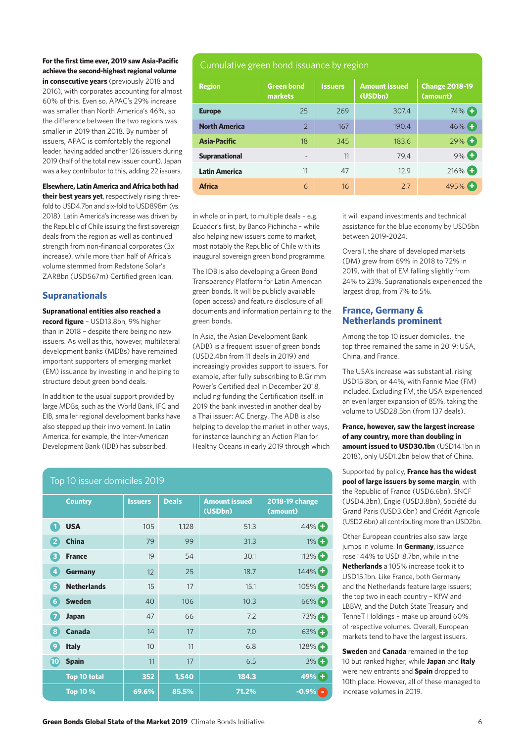**For the first time ever, 2019 saw Asia-Pacific achieve the second-highest regional volume in consecutive years** (previously 2018 and 2016), with corporates accounting for almost 60% of this. Even so, APAC's 29% increase was smaller than North America's 46%, so the difference between the two regions was smaller in 2019 than 2018. By number of issuers, APAC is comfortably the regional leader, having added another 126 issuers during 2019 (half of the total new issuer count). Japan was a key contributor to this, adding 22 issuers.

**Elsewhere, Latin America and Africa both had their best years yet**, respectively rising three-fold to USD4.7bn and six-fold to USD898m (vs. 2018). Latin America's increase was driven by the Republic of Chile issuing the first sovereign deals from the region as well as continued strength from non-financial corporates (3x increase), while more than half of Africa's volume stemmed from Redstone Solar's ZAR8bn (USD567m) Certified green loan.

## Supranationals

**Supranational entities also reached a record figure** – USD13.8bn, 9% higher than in 2018 – despite there being no new issuers. As well as this, however, multilateral development banks (MDBs) have remained important supporters of emerging market (EM) issuance by investing in and helping to structure debut green bond deals.

In addition to the usual support provided by large MDBs, such as the World Bank, IFC and EIB, smaller regional development banks have also stepped up their involvement. In Latin America, for example, the Inter-American Development Bank (IDB) has subscribed, in whole or in part, to multiple deals – e.g. Ecuador's first, by Banco Pichincha – while also helping new issuers come to market, most notably the Republic of Chile with its inaugural sovereign green bond programme.

The IDB is also developing a Green Bond Transparency Platform for Latin American green bonds. It will be publicly available (open access) and feature disclosure of all documents and information pertaining to the green bonds.

In Asia, the Asian Development Bank (ADB) is a frequent issuer of green bonds (USD2.4bn from 11 deals in 2019) and increasingly provides support to issuers. For example, after fully subscribing to B.Grimm Power's Certified deal in December 2018, including funding the Certification itself, in 2019 the bank invested in another deal by a Thai issuer: AC Energy. The ADB is also helping to develop the market in other ways, for instance launching an Action Plan for Healthy Oceans in early 2019 through which it will expand investments and technical assistance for the blue economy by USD5bn between 2019-2024.

Overall, the share of developed markets (DM) grew from 69% in 2018 to 72% in 2019, with that of EM falling slightly from 24% to 23%. Supranationals experienced the largest drop, from 7% to 5%.

**Cumulative green bond issuance by region**

| Region | Green bond markets | Issuers | Amount issued (USDbn) | Change 2018-19 (amount) |
|---|---|---|---|---|
| Europe | 25 | 269 | 307.4 | 74% + |
| North America | 2 | 167 | 190.4 | 46% + |
| Asia-Pacific | 18 | 345 | 183.6 | 29% + |
| Supranational | - | 11 | 79.4 | 9% + |
| Latin America | 11 | 47 | 12.9 | 216% + |
| Africa | 6 | 16 | 2.7 | 495% + |

## France, Germany & Netherlands prominent

Among the top 10 issuer domiciles, the top three remained the same in 2019: USA, China, and France.

The USA's increase was substantial, rising USD15.8bn, or 44%, with Fannie Mae (FM) included. Excluding FM, the USA experienced an even larger expansion of 85%, taking the volume to USD28.5bn (from 137 deals).

**France, however, saw the largest increase of any country, more than doubling in amount issued to USD30.1bn** (USD14.1bn in 2018), only USD1.2bn below that of China.

Supported by policy, **France has the widest pool of large issuers by some margin**, with the Republic of France (USD6.6bn), SNCF (USD4.3bn), Engie (USD3.8bn), Société du Grand Paris (USD3.6bn) and Crédit Agricole (USD2.6bn) all contributing more than USD2bn.

Other European countries also saw large jumps in volume. In **Germany**, issuance rose 144% to USD18.7bn, while in the **Netherlands** a 105% increase took it to USD15.1bn. Like France, both Germany and the Netherlands feature large issuers; the top two in each country – KfW and LBBW, and the Dutch State Treasury and TenneT Holdings – make up around 60% of respective volumes. Overall, European markets tend to have the largest issuers.

**Sweden** and **Canada** remained in the top 10 but ranked higher, while **Japan** and **Italy** were new entrants and **Spain** dropped to 10th place. However, all of these managed to increase volumes in 2019.

**Top 10 issuer domiciles 2019**

| | Country | Issuers | Deals | Amount issued (USDbn) | 2018-19 change (amount) |
|---|---|---|---|---|---|
| 1 | USA | 105 | 1,128 | 51.3 | 44% + |
| 2 | China | 79 | 99 | 31.3 | 1% + |
| 3 | France | 19 | 54 | 30.1 | 113% + |
| 4 | Germany | 12 | 25 | 18.7 | 144% + |
| 5 | Netherlands | 15 | 17 | 15.1 | 105% + |
| 6 | Sweden | 40 | 106 | 10.3 | 66% + |
| 7 | Japan | 47 | 66 | 7.2 | 73% + |
| 8 | Canada | 14 | 17 | 7.0 | 63% + |
| 9 | Italy | 10 | 11 | 6.8 | 128% + |
| 10 | Spain | 11 | 17 | 6.5 | 3% + |
| | **Top 10 total** | **352** | **1,540** | **184.3** | **49% +** |
| | **Top 10 %** | **69.6%** | **85.5%** | **71.2%** | **-0.9% -** |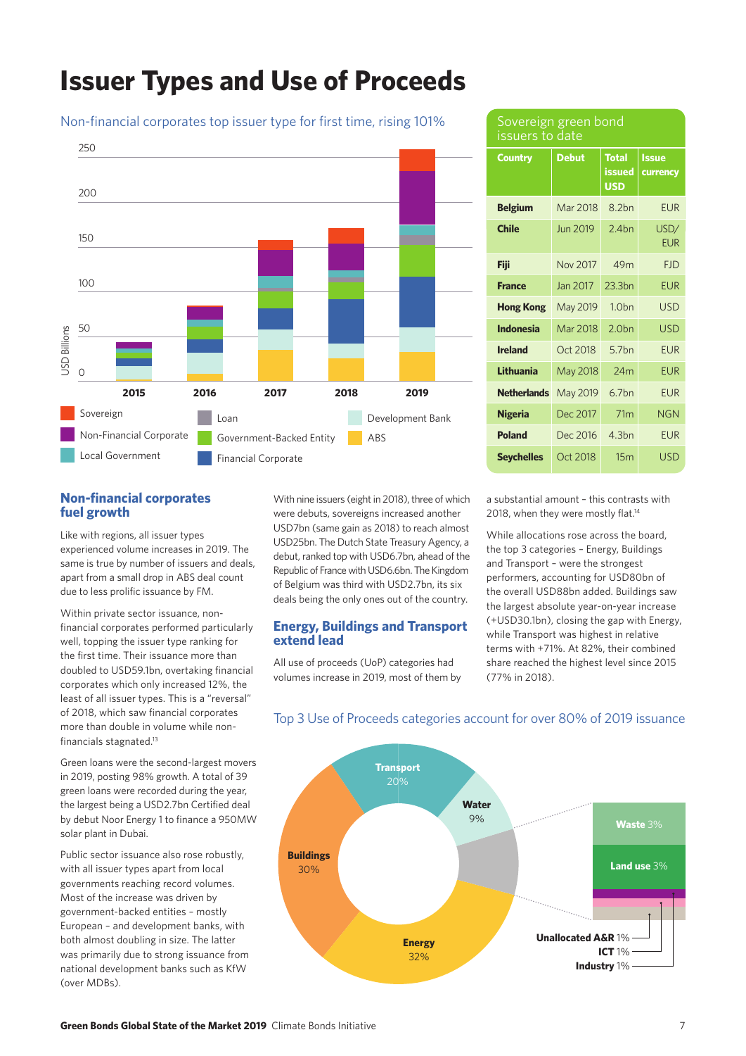# Issuer Types and Use of Proceeds

Non-financial corporates top issuer type for first time, rising 101%

Sovereign green bond issuers to date

| Country | Debut | Total issued USD | Issue currency |
|---|---|---|---|
| **Belgium** | Mar 2018 | 8.2bn | EUR |
| **Chile** | Jun 2019 | 2.4bn | USD/ EUR |
| **Fiji** | Nov 2017 | 49m | FJD |
| **France** | Jan 2017 | 23.3bn | EUR |
| **Hong Kong** | May 2019 | 1.0bn | USD |
| **Indonesia** | Mar 2018 | 2.0bn | USD |
| **Ireland** | Oct 2018 | 5.7bn | EUR |
| **Lithuania** | May 2018 | 24m | EUR |
| **Netherlands** | May 2019 | 6.7bn | EUR |
| **Nigeria** | Dec 2017 | 71m | NGN |
| **Poland** | Dec 2016 | 4.3bn | EUR |
| **Seychelles** | Oct 2018 | 15m | USD |

## Non-financial corporates fuel growth

Like with regions, all issuer types experienced volume increases in 2019. The same is true by number of issuers and deals, apart from a small drop in ABS deal count due to less prolific issuance by FM.

Within private sector issuance, non-financial corporates performed particularly well, topping the issuer type ranking for the first time. Their issuance more than doubled to USD59.1bn, overtaking financial corporates which only increased 12%, the least of all issuer types. This is a "reversal" of 2018, which saw financial corporates more than double in volume while non-financials stagnated.[13]

Green loans were the second-largest movers in 2019, posting 98% growth. A total of 39 green loans were recorded during the year, the largest being a USD2.7bn Certified deal by debut Noor Energy 1 to finance a 950MW solar plant in Dubai.

Public sector issuance also rose robustly, with all issuer types apart from local governments reaching record volumes. Most of the increase was driven by government-backed entities – mostly European – and development banks, with both almost doubling in size. The latter was primarily due to strong issuance from national development banks such as KfW (over MDBs).

With nine issuers (eight in 2018), three of which were debuts, sovereigns increased another USD7bn (same gain as 2018) to reach almost USD25bn. The Dutch State Treasury Agency, a debut, ranked top with USD6.7bn, ahead of the Republic of France with USD6.6bn. The Kingdom of Belgium was third with USD2.7bn, its six deals being the only ones out of the country.

## Energy, Buildings and Transport extend lead

All use of proceeds (UoP) categories had volumes increase in 2019, most of them by a substantial amount – this contrasts with 2018, when they were mostly flat.[14]

While allocations rose across the board, the top 3 categories – Energy, Buildings and Transport – were the strongest performers, accounting for USD80bn of the overall USD88bn added. Buildings saw the largest absolute year-on-year increase (+USD30.1bn), closing the gap with Energy, while Transport was highest in relative terms with +71%. At 82%, their combined share reached the highest level since 2015 (77% in 2018).

Top 3 Use of Proceeds categories account for over 80% of 2019 issuance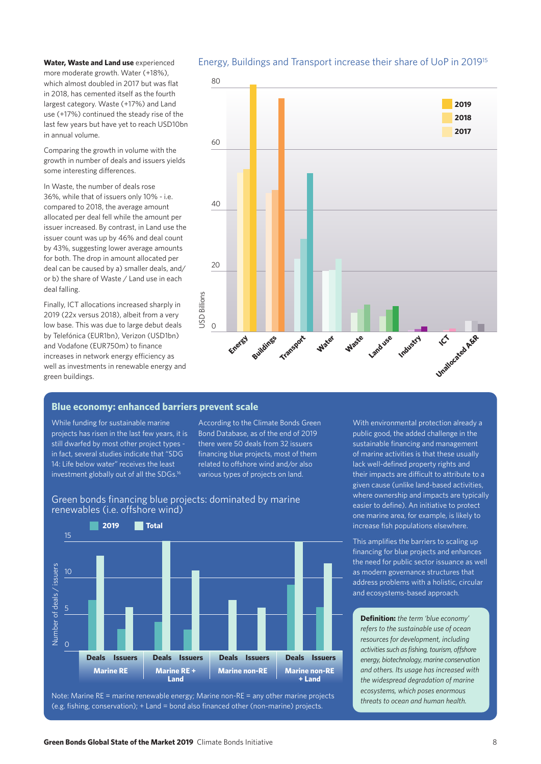**Water, Waste and Land use** experienced more moderate growth. Water (+18%), which almost doubled in 2017 but was flat in 2018, has cemented itself as the fourth largest category. Waste (+17%) and Land use (+17%) continued the steady rise of the last few years but have yet to reach USD10bn in annual volume.

Comparing the growth in volume with the growth in number of deals and issuers yields some interesting differences.

In Waste, the number of deals rose 36%, while that of issuers only 10% - i.e. compared to 2018, the average amount allocated per deal fell while the amount per issuer increased. By contrast, in Land use the issuer count was up by 46% and deal count by 43%, suggesting lower average amounts for both. The drop in amount allocated per deal can be caused by a) smaller deals, and/or b) the share of Waste / Land use in each deal falling.

Finally, ICT allocations increased sharply in 2019 (22x versus 2018), albeit from a very low base. This was due to large debut deals by Telefónica (EUR1bn), Verizon (USD1bn) and Vodafone (EUR750m) to finance increases in network energy efficiency as well as investments in renewable energy and green buildings.

Energy, Buildings and Transport increase their share of UoP in 2019[15]

## Blue economy: enhanced barriers prevent scale

While funding for sustainable marine projects has risen in the last few years, it is still dwarfed by most other project types - in fact, several studies indicate that "SDG 14: Life below water" receives the least investment globally out of all the SDGs.[16]

According to the Climate Bonds Green Bond Database, as of the end of 2019 there were 50 deals from 32 issuers financing blue projects, most of them related to offshore wind and/or also various types of projects on land.

Green bonds financing blue projects: dominated by marine renewables (i.e. offshore wind)

Note: Marine RE = marine renewable energy; Marine non-RE = any other marine projects (e.g. fishing, conservation); + Land = bond also financed other (non-marine) projects.

With environmental protection already a public good, the added challenge in the sustainable financing and management of marine activities is that these usually lack well-defined property rights and their impacts are difficult to attribute to a given cause (unlike land-based activities, where ownership and impacts are typically easier to define). An initiative to protect one marine area, for example, is likely to increase fish populations elsewhere.

This amplifies the barriers to scaling up financing for blue projects and enhances the need for public sector issuance as well as modern governance structures that address problems with a holistic, circular and ecosystems-based approach.

**Definition:** *the term 'blue economy' refers to the sustainable use of ocean resources for development, including activities such as fishing, tourism, offshore energy, biotechnology, marine conservation and others. Its usage has increased with the widespread degradation of marine ecosystems, which poses enormous threats to ocean and human health.*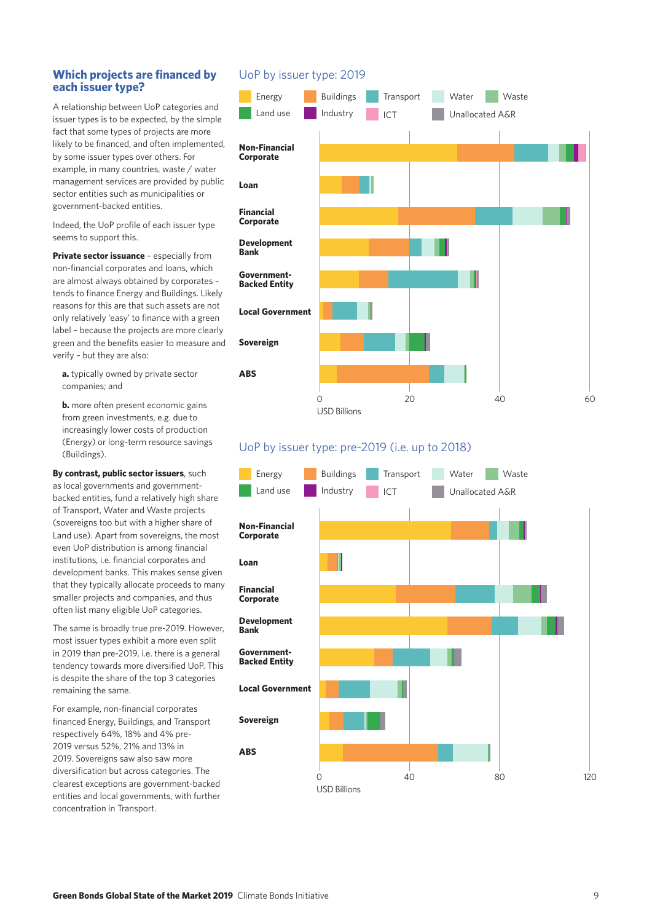## Which projects are financed by each issuer type?

A relationship between UoP categories and issuer types is to be expected, by the simple fact that some types of projects are more likely to be financed, and often implemented, by some issuer types over others. For example, in many countries, waste / water management services are provided by public sector entities such as municipalities or government-backed entities.

Indeed, the UoP profile of each issuer type seems to support this.

**Private sector issuance** – especially from non-financial corporates and loans, which are almost always obtained by corporates – tends to finance Energy and Buildings. Likely reasons for this are that such assets are not only relatively 'easy' to finance with a green label – because the projects are more clearly green and the benefits easier to measure and verify – but they are also:

**a.** typically owned by private sector companies; and

**b.** more often present economic gains from green investments, e.g. due to increasingly lower costs of production (Energy) or long-term resource savings (Buildings).

**By contrast, public sector issuers**, such as local governments and government-backed entities, fund a relatively high share of Transport, Water and Waste projects (sovereigns too but with a higher share of Land use). Apart from sovereigns, the most even UoP distribution is among financial institutions, i.e. financial corporates and development banks. This makes sense given that they typically allocate proceeds to many smaller projects and companies, and thus often list many eligible UoP categories.

The same is broadly true pre-2019. However, most issuer types exhibit a more even split in 2019 than pre-2019, i.e. there is a general tendency towards more diversified UoP. This is despite the share of the top 3 categories remaining the same.

For example, non-financial corporates financed Energy, Buildings, and Transport respectively 64%, 18% and 4% pre-2019 versus 52%, 21% and 13% in 2019. Sovereigns saw also saw more diversification but across categories. The clearest exceptions are government-backed entities and local governments, with further concentration in Transport.

### UoP by issuer type: 2019

Legend: Energy, Buildings, Transport, Water, Waste, Land use, Industry, ICT, Unallocated A&R

Issuer types: Non-Financial Corporate, Loan, Financial Corporate, Development Bank, Government-Backed Entity, Local Government, Sovereign, ABS

Axis: 0, 20, 40, 60 — USD Billions

### UoP by issuer type: pre-2019 (i.e. up to 2018)

Legend: Energy, Buildings, Transport, Water, Waste, Land use, Industry, ICT, Unallocated A&R

Issuer types: Non-Financial Corporate, Loan, Financial Corporate, Development Bank, Government-Backed Entity, Local Government, Sovereign, ABS

Axis: 0, 40, 80, 120 — USD Billions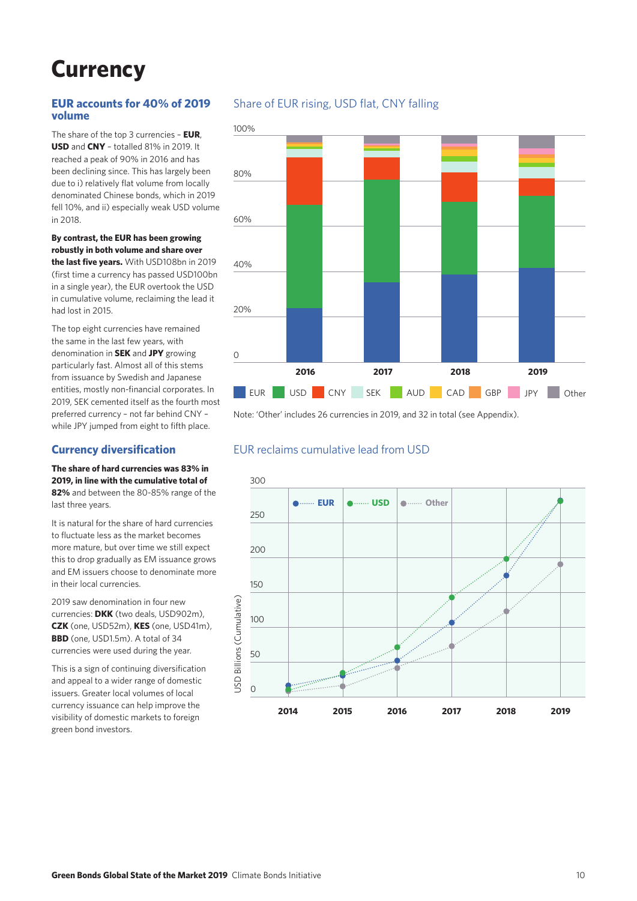# Currency

## EUR accounts for 40% of 2019 volume

The share of the top 3 currencies – **EUR**, **USD** and **CNY** – totalled 81% in 2019. It reached a peak of 90% in 2016 and has been declining since. This has largely been due to i) relatively flat volume from locally denominated Chinese bonds, which in 2019 fell 10%, and ii) especially weak USD volume in 2018.

**By contrast, the EUR has been growing robustly in both volume and share over the last five years.** With USD108bn in 2019 (first time a currency has passed USD100bn in a single year), the EUR overtook the USD in cumulative volume, reclaiming the lead it had lost in 2015.

The top eight currencies have remained the same in the last few years, with denomination in **SEK** and **JPY** growing particularly fast. Almost all of this stems from issuance by Swedish and Japanese entities, mostly non-financial corporates. In 2019, SEK cemented itself as the fourth most preferred currency – not far behind CNY – while JPY jumped from eight to fifth place.

### Share of EUR rising, USD flat, CNY falling

Legend: EUR, USD, CNY, SEK, AUD, CAD, GBP, JPY, Other

Note: 'Other' includes 26 currencies in 2019, and 32 in total (see Appendix).

## Currency diversification

**The share of hard currencies was 83% in 2019, in line with the cumulative total of 82%** and between the 80-85% range of the last three years.

It is natural for the share of hard currencies to fluctuate less as the market becomes more mature, but over time we still expect this to drop gradually as EM issuance grows and EM issuers choose to denominate more in their local currencies.

2019 saw denomination in four new currencies: **DKK** (two deals, USD902m), **CZK** (one, USD52m), **KES** (one, USD41m), **BBD** (one, USD1.5m). A total of 34 currencies were used during the year.

This is a sign of continuing diversification and appeal to a wider range of domestic issuers. Greater local volumes of local currency issuance can help improve the visibility of domestic markets to foreign green bond investors.

### EUR reclaims cumulative lead from USD

Legend: EUR, USD, Other — y-axis: USD Billions (Cumulative); x-axis: 2014–2019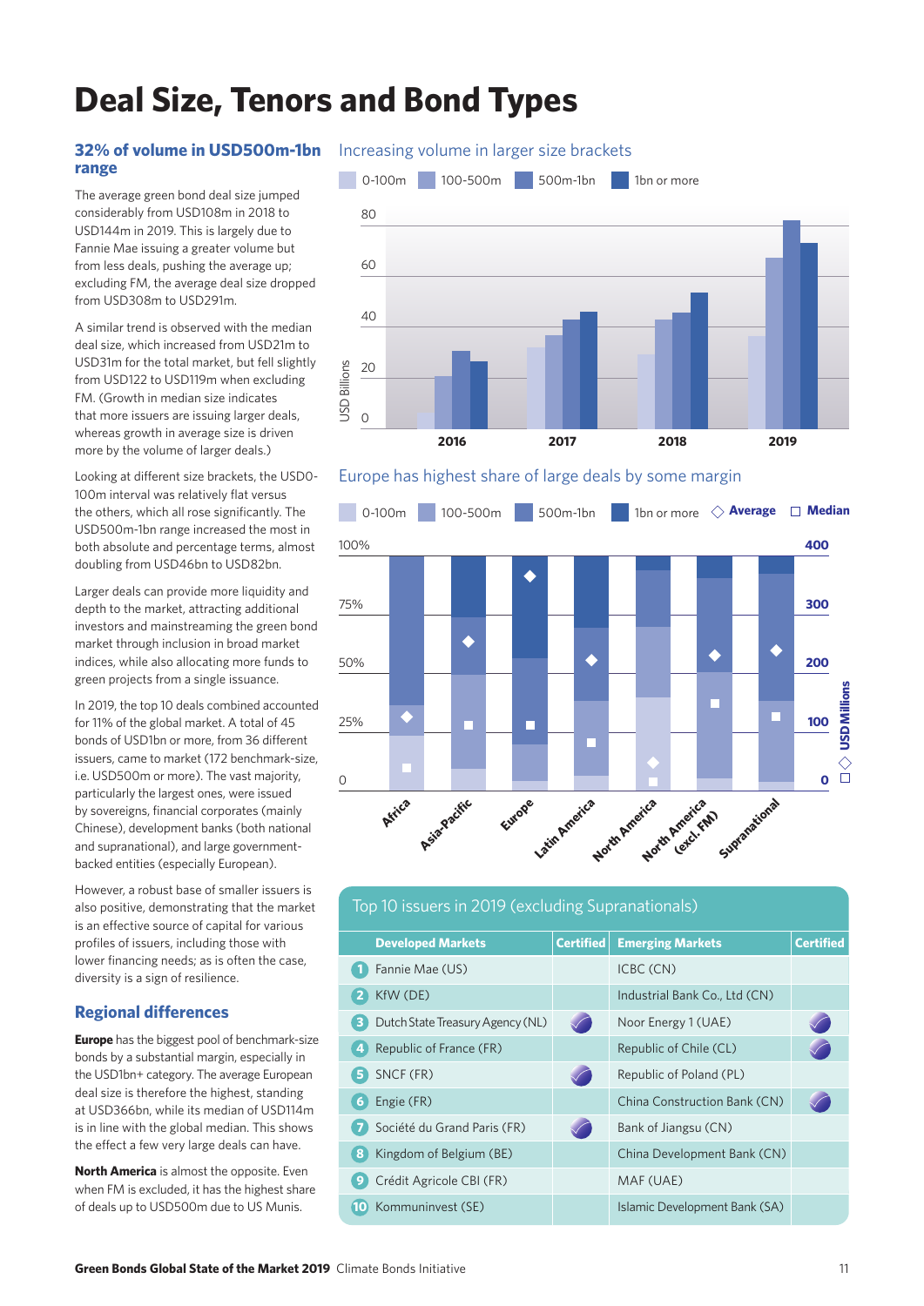# Deal Size, Tenors and Bond Types

### 32% of volume in USD500m-1bn range

The average green bond deal size jumped considerably from USD108m in 2018 to USD144m in 2019. This is largely due to Fannie Mae issuing a greater volume but from less deals, pushing the average up; excluding FM, the average deal size dropped from USD308m to USD291m.

A similar trend is observed with the median deal size, which increased from USD21m to USD31m for the total market, but fell slightly from USD122 to USD119m when excluding FM. (Growth in median size indicates that more issuers are issuing larger deals, whereas growth in average size is driven more by the volume of larger deals.)

Looking at different size brackets, the USD0-100m interval was relatively flat versus the others, which all rose significantly. The USD500m-1bn range increased the most in both absolute and percentage terms, almost doubling from USD46bn to USD82bn.

Larger deals can provide more liquidity and depth to the market, attracting additional investors and mainstreaming the green bond market through inclusion in broad market indices, while also allocating more funds to green projects from a single issuance.

In 2019, the top 10 deals combined accounted for 11% of the global market. A total of 45 bonds of USD1bn or more, from 36 different issuers, came to market (172 benchmark-size, i.e. USD500m or more). The vast majority, particularly the largest ones, were issued by sovereigns, financial corporates (mainly Chinese), development banks (both national and supranational), and large government-backed entities (especially European).

However, a robust base of smaller issuers is also positive, demonstrating that the market is an effective source of capital for various profiles of issuers, including those with lower financing needs; as is often the case, diversity is a sign of resilience.

### Regional differences

**Europe** has the biggest pool of benchmark-size bonds by a substantial margin, especially in the USD1bn+ category. The average European deal size is therefore the highest, standing at USD366bn, while its median of USD114m is in line with the global median. This shows the effect a few very large deals can have.

**North America** is almost the opposite. Even when FM is excluded, it has the highest share of deals up to USD500m due to US Munis.

Increasing volume in larger size brackets

Europe has highest share of large deals by some margin

**Top 10 issuers in 2019 (excluding Supranationals)**

| | Developed Markets | Certified | Emerging Markets | Certified |
|---|---|---|---|---|
| 1 | Fannie Mae (US) | | ICBC (CN) | |
| 2 | KfW (DE) | | Industrial Bank Co., Ltd (CN) | |
| 3 | Dutch State Treasury Agency (NL) | ✓ | Noor Energy 1 (UAE) | ✓ |
| 4 | Republic of France (FR) | | Republic of Chile (CL) | ✓ |
| 5 | SNCF (FR) | ✓ | Republic of Poland (PL) | |
| 6 | Engie (FR) | | China Construction Bank (CN) | ✓ |
| 7 | Société du Grand Paris (FR) | ✓ | Bank of Jiangsu (CN) | |
| 8 | Kingdom of Belgium (BE) | | China Development Bank (CN) | |
| 9 | Crédit Agricole CBI (FR) | | MAF (UAE) | |
| 10 | Kommuninvest (SE) | | Islamic Development Bank (SA) | |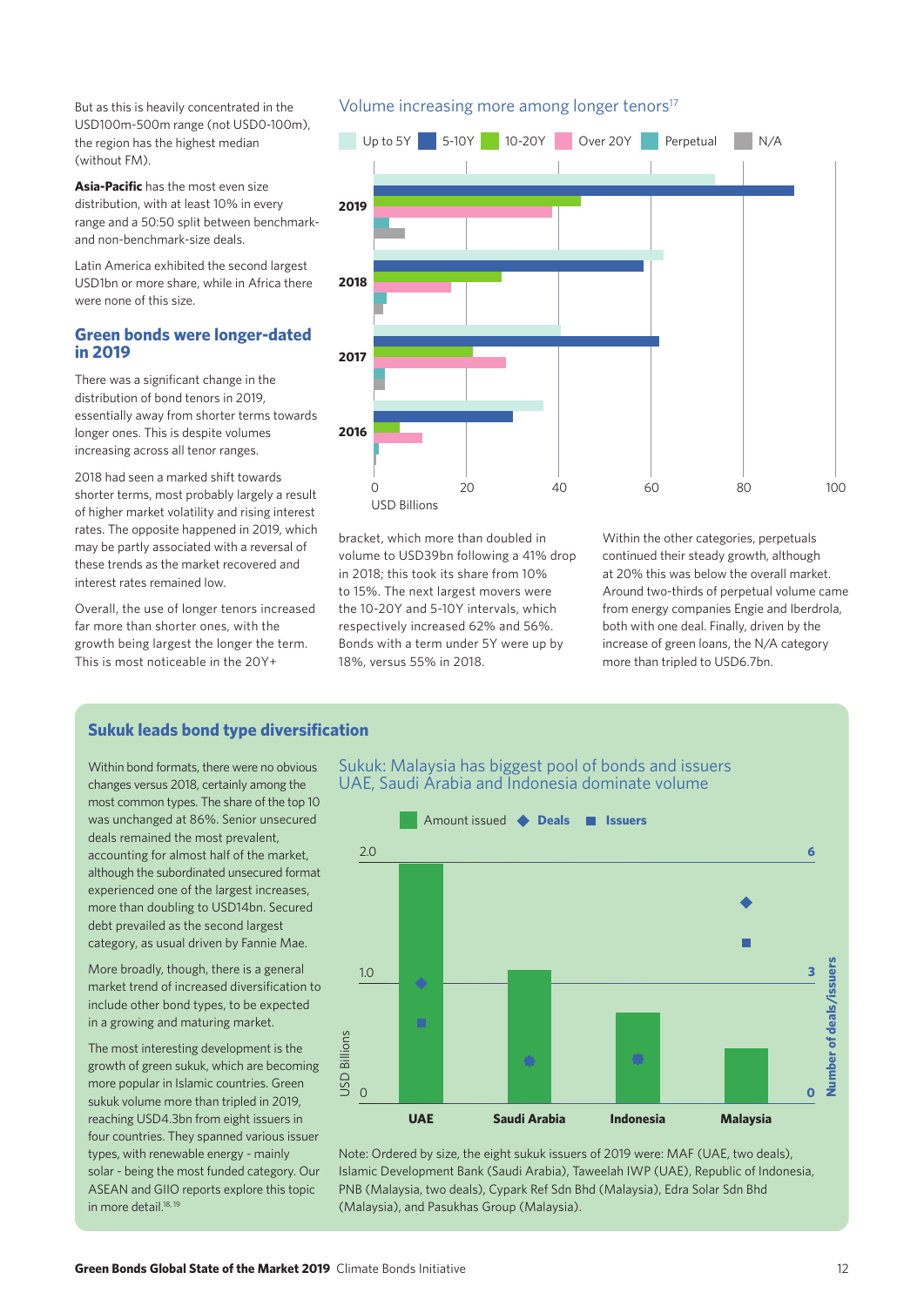But as this is heavily concentrated in the USD100m-500m range (not USD0-100m), the region has the highest median (without FM).

**Asia-Pacific** has the most even size distribution, with at least 10% in every range and a 50:50 split between benchmark- and non-benchmark-size deals.

Latin America exhibited the second largest USD1bn or more share, while in Africa there were none of this size.

## Green bonds were longer-dated in 2019

There was a significant change in the distribution of bond tenors in 2019, essentially away from shorter terms towards longer ones. This is despite volumes increasing across all tenor ranges.

2018 had seen a marked shift towards shorter terms, most probably largely a result of higher market volatility and rising interest rates. The opposite happened in 2019, which may be partly associated with a reversal of these trends as the market recovered and interest rates remained low.

Overall, the use of longer tenors increased far more than shorter ones, with the growth being largest the longer the term. This is most noticeable in the 20Y+ bracket, which more than doubled in volume to USD39bn following a 41% drop in 2018; this took its share from 10% to 15%. The next largest movers were the 10-20Y and 5-10Y intervals, which respectively increased 62% and 56%. Bonds with a term under 5Y were up by 18%, versus 55% in 2018.

Within the other categories, perpetuals continued their steady growth, although at 20% this was below the overall market. Around two-thirds of perpetual volume came from energy companies Engie and Iberdrola, both with one deal. Finally, driven by the increase of green loans, the N/A category more than tripled to USD6.7bn.

### Volume increasing more among longer tenors[17]

Legend: Up to 5Y, 5-10Y, 10-20Y, Over 20Y, Perpetual, N/A

Years: 2019, 2018, 2017, 2016

X-axis: USD Billions (0, 20, 40, 60, 80, 100)

## Sukuk leads bond type diversification

Within bond formats, there were no obvious changes versus 2018, certainly among the most common types. The share of the top 10 was unchanged at 86%. Senior unsecured deals remained the most prevalent, accounting for almost half of the market, although the subordinated unsecured format experienced one of the largest increases, more than doubling to USD14bn. Secured debt prevailed as the second largest category, as usual driven by Fannie Mae.

More broadly, though, there is a general market trend of increased diversification to include other bond types, to be expected in a growing and maturing market.

The most interesting development is the growth of green sukuk, which are becoming more popular in Islamic countries. Green sukuk volume more than tripled in 2019, reaching USD4.3bn from eight issuers in four countries. They spanned various issuer types, with renewable energy - mainly solar - being the most funded category. Our ASEAN and GIIO reports explore this topic in more detail.[18, 19]

### Sukuk: Malaysia has biggest pool of bonds and issuers UAE, Saudi Arabia and Indonesia dominate volume

Legend: Amount issued, Deals, Issuers

Y-axis (left): USD Billions (0, 1.0, 2.0); Y-axis (right): Number of deals/issuers (0, 3, 6)

Countries: UAE, Saudi Arabia, Indonesia, Malaysia

Note: Ordered by size, the eight sukuk issuers of 2019 were: MAF (UAE, two deals), Islamic Development Bank (Saudi Arabia), Taweelah IWP (UAE), Republic of Indonesia, PNB (Malaysia, two deals), Cypark Ref Sdn Bhd (Malaysia), Edra Solar Sdn Bhd (Malaysia), and Pasukhas Group (Malaysia).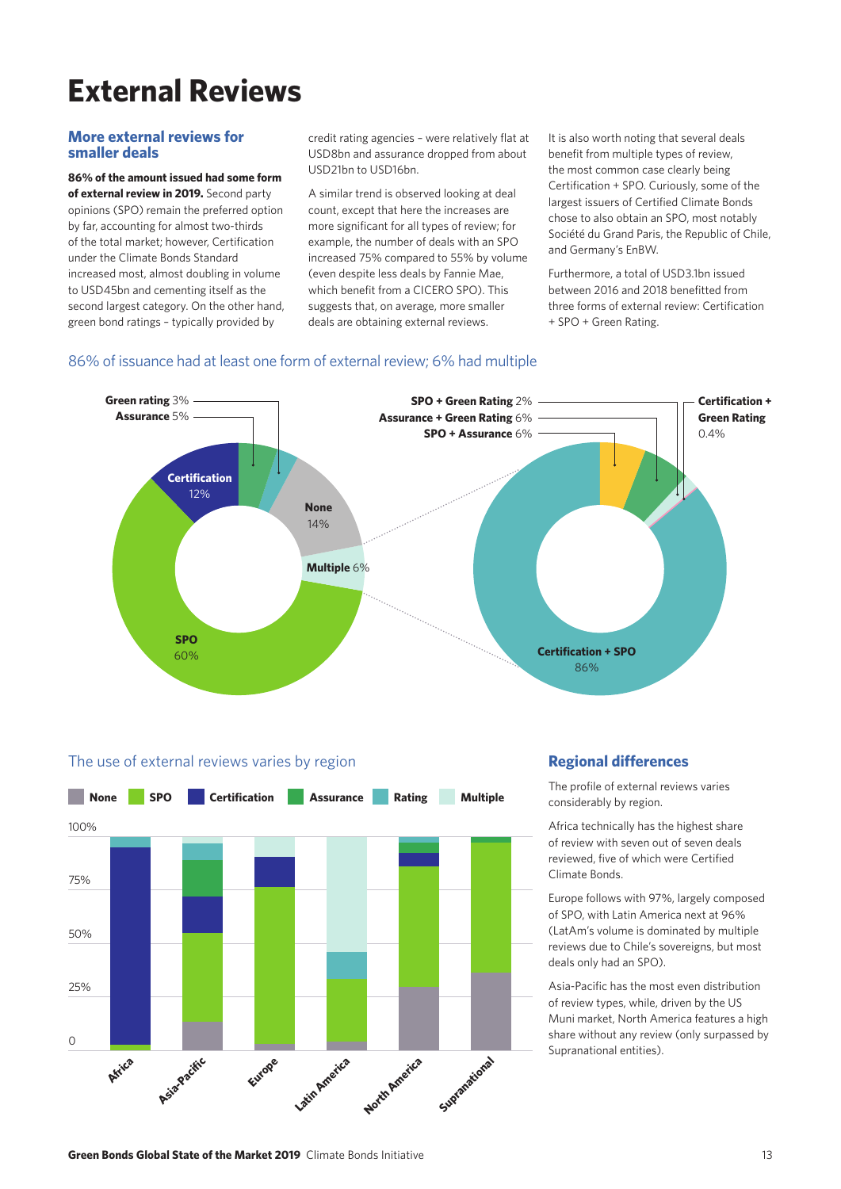# External Reviews

## More external reviews for smaller deals

**86% of the amount issued had some form of external review in 2019.** Second party opinions (SPO) remain the preferred option by far, accounting for almost two-thirds of the total market; however, Certification under the Climate Bonds Standard increased most, almost doubling in volume to USD45bn and cementing itself as the second largest category. On the other hand, green bond ratings – typically provided by credit rating agencies – were relatively flat at USD8bn and assurance dropped from about USD21bn to USD16bn.

A similar trend is observed looking at deal count, except that here the increases are more significant for all types of review; for example, the number of deals with an SPO increased 75% compared to 55% by volume (even despite less deals by Fannie Mae, which benefit from a CICERO SPO). This suggests that, on average, more smaller deals are obtaining external reviews.

It is also worth noting that several deals benefit from multiple types of review, the most common case clearly being Certification + SPO. Curiously, some of the largest issuers of Certified Climate Bonds chose to also obtain an SPO, most notably Société du Grand Paris, the Republic of Chile, and Germany's EnBW.

Furthermore, a total of USD3.1bn issued between 2016 and 2018 benefitted from three forms of external review: Certification + SPO + Green Rating.

86% of issuance had at least one form of external review; 6% had multiple

| Review type | Share |
|---|---|
| SPO | 60% |
| None | 14% |
| Certification | 12% |
| Multiple | 6% |
| Assurance | 5% |
| Green rating | 3% |

| Multiple reviews breakdown | Share |
|---|---|
| Certification + SPO | 86% |
| SPO + Assurance | 6% |
| Assurance + Green Rating | 6% |
| SPO + Green Rating | 2% |
| Certification + Green Rating | 0.4% |

The use of external reviews varies by region

Legend: None, SPO, Certification, Assurance, Rating, Multiple

Regions: Africa, Asia-Pacific, Europe, Latin America, North America, Supranational

## Regional differences

The profile of external reviews varies considerably by region.

Africa technically has the highest share of review with seven out of seven deals reviewed, five of which were Certified Climate Bonds.

Europe follows with 97%, largely composed of SPO, with Latin America next at 96% (LatAm's volume is dominated by multiple reviews due to Chile's sovereigns, but most deals only had an SPO).

Asia-Pacific has the most even distribution of review types, while, driven by the US Muni market, North America features a high share without any review (only surpassed by Supranational entities).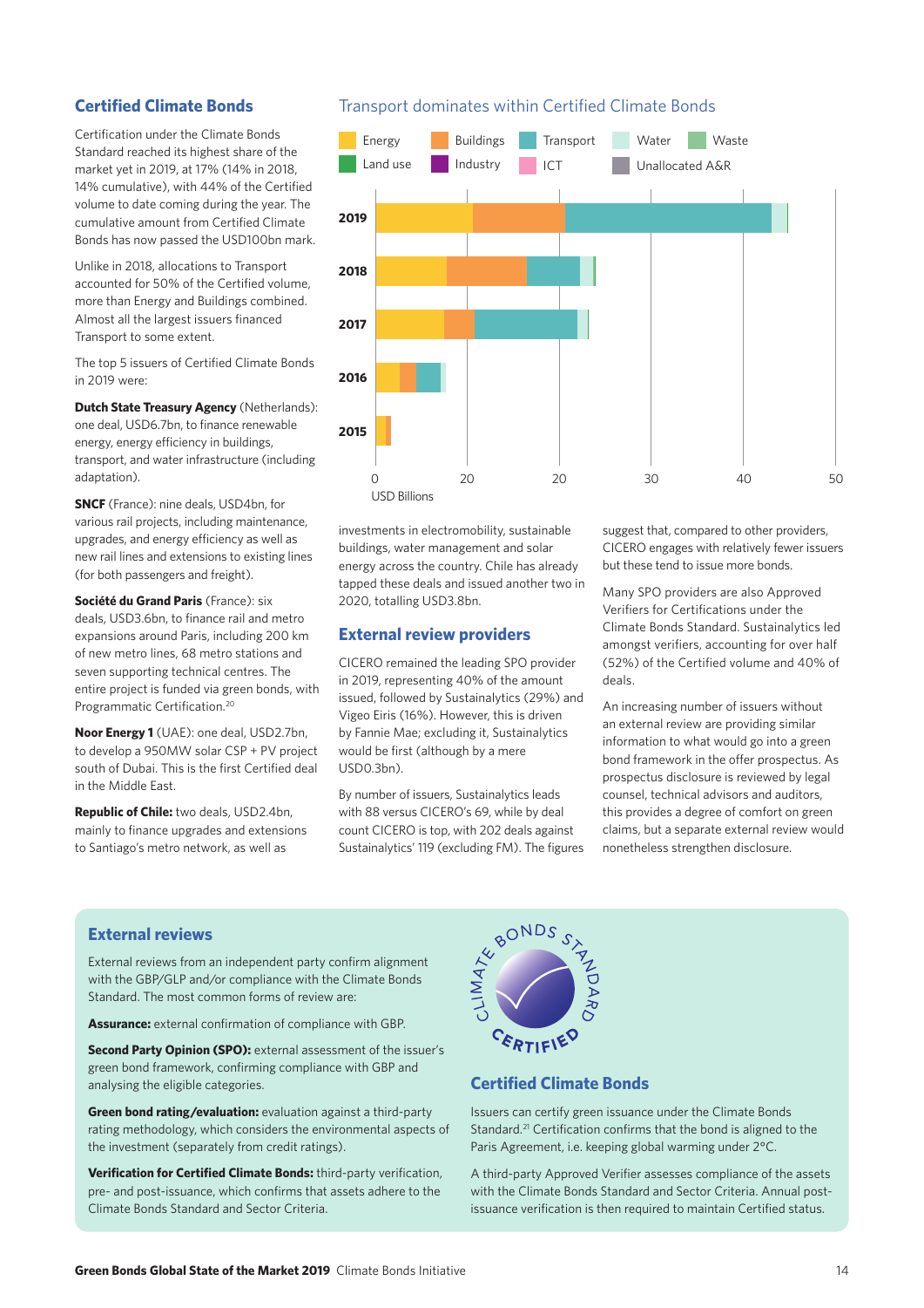## Certified Climate Bonds

Certification under the Climate Bonds Standard reached its highest share of the market yet in 2019, at 17% (14% in 2018, 14% cumulative), with 44% of the Certified volume to date coming during the year. The cumulative amount from Certified Climate Bonds has now passed the USD100bn mark.

Unlike in 2018, allocations to Transport accounted for 50% of the Certified volume, more than Energy and Buildings combined. Almost all the largest issuers financed Transport to some extent.

The top 5 issuers of Certified Climate Bonds in 2019 were:

**Dutch State Treasury Agency** (Netherlands): one deal, USD6.7bn, to finance renewable energy, energy efficiency in buildings, transport, and water infrastructure (including adaptation).

**SNCF** (France): nine deals, USD4bn, for various rail projects, including maintenance, upgrades, and energy efficiency as well as new rail lines and extensions to existing lines (for both passengers and freight).

**Société du Grand Paris** (France): six deals, USD3.6bn, to finance rail and metro expansions around Paris, including 200 km of new metro lines, 68 metro stations and seven supporting technical centres. The entire project is funded via green bonds, with Programmatic Certification.[20]

**Noor Energy 1** (UAE): one deal, USD2.7bn, to develop a 950MW solar CSP + PV project south of Dubai. This is the first Certified deal in the Middle East.

**Republic of Chile:** two deals, USD2.4bn, mainly to finance upgrades and extensions to Santiago's metro network, as well as investments in electromobility, sustainable buildings, water management and solar energy across the country. Chile has already tapped these deals and issued another two in 2020, totalling USD3.8bn.

### Transport dominates within Certified Climate Bonds

Legend: Energy, Buildings, Transport, Water, Waste, Land use, Industry, ICT, Unallocated A&R

Years: 2019, 2018, 2017, 2016, 2015

X-axis: 0, 20, 20, 30, 40, 50 — USD Billions

## External review providers

CICERO remained the leading SPO provider in 2019, representing 40% of the amount issued, followed by Sustainalytics (29%) and Vigeo Eiris (16%). However, this is driven by Fannie Mae; excluding it, Sustainalytics would be first (although by a mere USD0.3bn).

By number of issuers, Sustainalytics leads with 88 versus CICERO's 69, while by deal count CICERO is top, with 202 deals against Sustainalytics' 119 (excluding FM). The figures suggest that, compared to other providers, CICERO engages with relatively fewer issuers but these tend to issue more bonds.

Many SPO providers are also Approved Verifiers for Certifications under the Climate Bonds Standard. Sustainalytics led amongst verifiers, accounting for over half (52%) of the Certified volume and 40% of deals.

An increasing number of issuers without an external review are providing similar information to what would go into a green bond framework in the offer prospectus. As prospectus disclosure is reviewed by legal counsel, technical advisors and auditors, this provides a degree of comfort on green claims, but a separate external review would nonetheless strengthen disclosure.

## External reviews

External reviews from an independent party confirm alignment with the GBP/GLP and/or compliance with the Climate Bonds Standard. The most common forms of review are:

**Assurance:** external confirmation of compliance with GBP.

**Second Party Opinion (SPO):** external assessment of the issuer's green bond framework, confirming compliance with GBP and analysing the eligible categories.

**Green bond rating/evaluation:** evaluation against a third-party rating methodology, which considers the environmental aspects of the investment (separately from credit ratings).

**Verification for Certified Climate Bonds:** third-party verification, pre- and post-issuance, which confirms that assets adhere to the Climate Bonds Standard and Sector Criteria.

CLIMATE BONDS STANDARD CERTIFIED

## Certified Climate Bonds

Issuers can certify green issuance under the Climate Bonds Standard.[21] Certification confirms that the bond is aligned to the Paris Agreement, i.e. keeping global warming under 2°C.

A third-party Approved Verifier assesses compliance of the assets with the Climate Bonds Standard and Sector Criteria. Annual post-issuance verification is then required to maintain Certified status.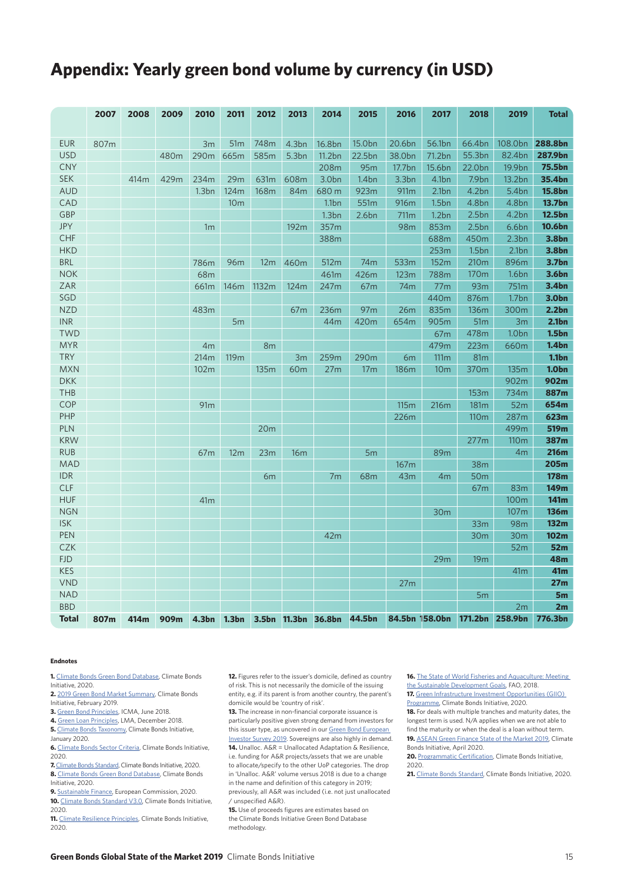# Appendix: Yearly green bond volume by currency (in USD)

| | 2007 | 2008 | 2009 | 2010 | 2011 | 2012 | 2013 | 2014 | 2015 | 2016 | 2017 | 2018 | 2019 | Total |
|---|---|---|---|---|---|---|---|---|---|---|---|---|---|---|
| EUR | 807m | | | 3m | 51m | 748m | 4.3bn | 16.8bn | 15.0bn | 20.6bn | 56.1bn | 66.4bn | 108.0bn | **288.8bn** |
| USD | | | 480m | 290m | 665m | 585m | 5.3bn | 11.2bn | 22.5bn | 38.0bn | 71.2bn | 55.3bn | 82.4bn | **287.9bn** |
| CNY | | | | | | | | 208m | 95m | 17.7bn | 15.6bn | 22.0bn | 19.9bn | **75.5bn** |
| SEK | | 414m | 429m | 234m | 29m | 631m | 608m | 3.0bn | 1.4bn | 3.3bn | 4.1bn | 7.9bn | 13.2bn | **35.4bn** |
| AUD | | | | 1.3bn | 124m | 168m | 84m | 680 m | 923m | 911m | 2.1bn | 4.2bn | 5.4bn | **15.8bn** |
| CAD | | | | | 10m | | | 1.1bn | 551m | 916m | 1.5bn | 4.8bn | 4.8bn | **13.7bn** |
| GBP | | | | | | | | 1.3bn | 2.6bn | 711m | 1.2bn | 2.5bn | 4.2bn | **12.5bn** |
| JPY | | | | 1m | | | 192m | 357m | | 98m | 853m | 2.5bn | 6.6bn | **10.6bn** |
| CHF | | | | | | | | 388m | | | 688m | 450m | 2.3bn | **3.8bn** |
| HKD | | | | | | | | | | | 253m | 1.5bn | 2.1bn | **3.8bn** |
| BRL | | | | 786m | 96m | 12m | 460m | 512m | 74m | 533m | 152m | 210m | 896m | **3.7bn** |
| NOK | | | | 68m | | | | 461m | 426m | 123m | 788m | 170m | 1.6bn | **3.6bn** |
| ZAR | | | | 661m | 146m | 1132m | 124m | 247m | 67m | 74m | 77m | 93m | 751m | **3.4bn** |
| SGD | | | | | | | | | | | 440m | 876m | 1.7bn | **3.0bn** |
| NZD | | | | 483m | | | 67m | 236m | 97m | 26m | 835m | 136m | 300m | **2.2bn** |
| INR | | | | | 5m | | | 44m | 420m | 654m | 905m | 51m | 3m | **2.1bn** |
| TWD | | | | | | | | | | | 67m | 478m | 1.0bn | **1.5bn** |
| MYR | | | | 4m | | 8m | | | | | 479m | 223m | 660m | **1.4bn** |
| TRY | | | | 214m | 119m | | 3m | 259m | 290m | 6m | 111m | 81m | | **1.1bn** |
| MXN | | | | 102m | | 135m | 60m | 27m | 17m | 186m | 10m | 370m | 135m | **1.0bn** |
| DKK | | | | | | | | | | | | | 902m | **902m** |
| THB | | | | | | | | | | | | 153m | 734m | **887m** |
| COP | | | | 91m | | | | | | 115m | 216m | 181m | 52m | **654m** |
| PHP | | | | | | | | | | 226m | | 110m | 287m | **623m** |
| PLN | | | | | | 20m | | | | | | | 499m | **519m** |
| KRW | | | | | | | | | | | | 277m | 110m | **387m** |
| RUB | | | | 67m | 12m | 23m | 16m | | 5m | | 89m | | 4m | **216m** |
| MAD | | | | | | | | | | 167m | | 38m | | **205m** |
| IDR | | | | | | 6m | | 7m | 68m | 43m | 4m | 50m | | **178m** |
| CLF | | | | | | | | | | | | 67m | 83m | **149m** |
| HUF | | | | 41m | | | | | | | | | 100m | **141m** |
| NGN | | | | | | | | | | | 30m | | 107m | **136m** |
| ISK | | | | | | | | | | | | 33m | 98m | **132m** |
| PEN | | | | | | | | 42m | | | | 30m | 30m | **102m** |
| CZK | | | | | | | | | | | | | 52m | **52m** |
| FJD | | | | | | | | | | | 29m | 19m | | **48m** |
| KES | | | | | | | | | | | | | 41m | **41m** |
| VND | | | | | | | | | | 27m | | | | **27m** |
| NAD | | | | | | | | | | | | 5m | | **5m** |
| BBD | | | | | | | | | | | | | 2m | **2m** |
| **Total** | **807m** | **414m** | **909m** | **4.3bn** | **1.3bn** | **3.5bn** | **11.3bn** | **36.8bn** | **44.5bn** | **84.5bn** | **158.0bn** | **171.2bn** | **258.9bn** | **776.3bn** |

#### Endnotes

**1.** Climate Bonds Green Bond Database, Climate Bonds Initiative, 2020.
**2.** 2019 Green Bond Market Summary, Climate Bonds Initiative, February 2019.
**3.** Green Bond Principles, ICMA, June 2018.
**4.** Green Loan Principles, LMA, December 2018.
**5.** Climate Bonds Taxonomy, Climate Bonds Initiative, January 2020.
**6.** Climate Bonds Sector Criteria, Climate Bonds Initiative, 2020.
**7.** Climate Bonds Standard, Climate Bonds Initiative, 2020.
**8.** Climate Bonds Green Bond Database, Climate Bonds Initiative, 2020.
**9.** Sustainable Finance, European Commission, 2020.
**10.** Climate Bonds Standard V3.0, Climate Bonds Initiative, 2020.
**11.** Climate Resilience Principles, Climate Bonds Initiative, 2020.
**12.** Figures refer to the issuer's domicile, defined as country of risk. This is not necessarily the domicile of the issuing entity, e.g. if its parent is from another country, the parent's domicile would be 'country of risk'.
**13.** The increase in non-financial corporate issuance is particularly positive given strong demand from investors for this issuer type, as uncovered in our Green Bond European Investor Survey 2019. Sovereigns are also highly in demand.
**14.** Unalloc. A&R = Unallocated Adaptation & Resilience, i.e. funding for A&R projects/assets that we are unable to allocate/specify to the other UoP categories. The drop in 'Unalloc. A&R' volume versus 2018 is due to a change in the name and definition of this category in 2019; previously, all A&R was included (i.e. not just unallocated / unspecified A&R).
**15.** Use of proceeds figures are estimates based on the Climate Bonds Initiative Green Bond Database methodology.
**16.** The State of World Fisheries and Aquaculture: Meeting the Sustainable Development Goals, FAO, 2018.
**17.** Green Infrastructure Investment Opportunities (GIIO) Programme, Climate Bonds Initiative, 2020.
**18.** For deals with multiple tranches and maturity dates, the longest term is used. N/A applies when we are not able to find the maturity or when the deal is a loan without term.
**19.** ASEAN Green Finance State of the Market 2019, Climate Bonds Initiative, April 2020.
**20.** Programmatic Certification, Climate Bonds Initiative, 2020.
**21.** Climate Bonds Standard, Climate Bonds Initiative, 2020.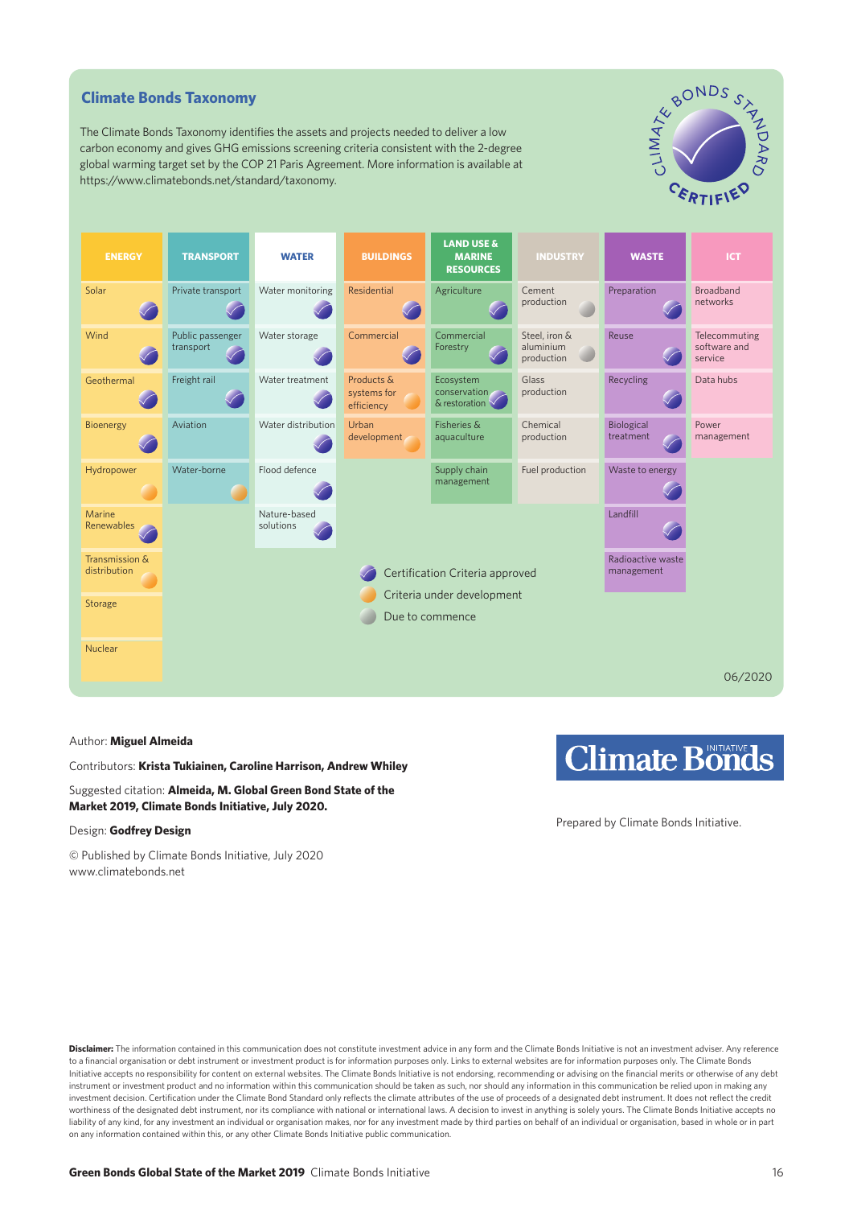## Climate Bonds Taxonomy

The Climate Bonds Taxonomy identifies the assets and projects needed to deliver a low carbon economy and gives GHG emissions screening criteria consistent with the 2-degree global warming target set by the COP 21 Paris Agreement. More information is available at https://www.climatebonds.net/standard/taxonomy.

CLIMATE BONDS STANDARD CERTIFIED

| ENERGY | TRANSPORT | WATER | BUILDINGS | LAND USE & MARINE RESOURCES | INDUSTRY | WASTE | ICT |
|---|---|---|---|---|---|---|---|
| Solar | Private transport | Water monitoring | Residential | Agriculture | Cement production | Preparation | Broadband networks |
| Wind | Public passenger transport | Water storage | Commercial | Commercial Forestry | Steel, iron & aluminium production | Reuse | Telecommuting software and service |
| Geothermal | Freight rail | Water treatment | Products & systems for efficiency | Ecosystem conservation & restoration | Glass production | Recycling | Data hubs |
| Bioenergy | Aviation | Water distribution | Urban development | Fisheries & aquaculture | Chemical production | Biological treatment | Power management |
| Hydropower | Water-borne | Flood defence | | Supply chain management | Fuel production | Waste to energy | |
| Marine Renewables | | Nature-based solutions | | | | Landfill | |
| Transmission & distribution | | | | | | Radioactive waste management | |
| Storage | | | | | | | |
| Nuclear | | | | | | | |

Certification Criteria approved

Criteria under development

Due to commence

06/2020

Author: **Miguel Almeida**

Contributors: **Krista Tukiainen, Caroline Harrison, Andrew Whiley**

Suggested citation: **Almeida, M. Global Green Bond State of the Market 2019, Climate Bonds Initiative, July 2020.**

Design: **Godfrey Design**

© Published by Climate Bonds Initiative, July 2020
www.climatebonds.net

Climate Bonds INITIATIVE

Prepared by Climate Bonds Initiative.

**Disclaimer:** The information contained in this communication does not constitute investment advice in any form and the Climate Bonds Initiative is not an investment adviser. Any reference to a financial organisation or debt instrument or investment product is for information purposes only. Links to external websites are for information purposes only. The Climate Bonds Initiative accepts no responsibility for content on external websites. The Climate Bonds Initiative is not endorsing, recommending or advising on the financial merits or otherwise of any debt instrument or investment product and no information within this communication should be taken as such, nor should any information in this communication be relied upon in making any investment decision. Certification under the Climate Bond Standard only reflects the climate attributes of the use of proceeds of a designated debt instrument. It does not reflect the credit worthiness of the designated debt instrument, nor its compliance with national or international laws. A decision to invest in anything is solely yours. The Climate Bonds Initiative accepts no liability of any kind, for any investment an individual or organisation makes, nor for any investment made by third parties on behalf of an individual or organisation, based in whole or in part on any information contained within this, or any other Climate Bonds Initiative public communication.